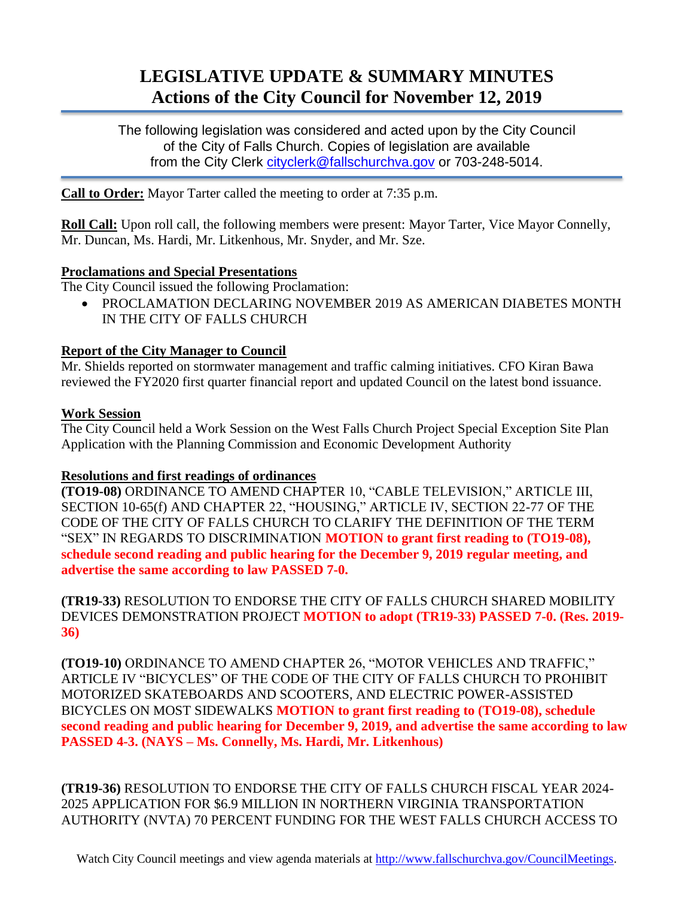# LEGISLATIVE UPDATE & SUMMARY MINUTES
## Actions of the City Council for November 12, 2019

The following legislation was considered and acted upon by the City Council of the City of Falls Church. Copies of legislation are available from the City Clerk cityclerk@fallschurchva.gov or 703-248-5014.

**Call to Order:** Mayor Tarter called the meeting to order at 7:35 p.m.

**Roll Call:** Upon roll call, the following members were present: Mayor Tarter, Vice Mayor Connelly, Mr. Duncan, Ms. Hardi, Mr. Litkenhous, Mr. Snyder, and Mr. Sze.

**Proclamations and Special Presentations**

The City Council issued the following Proclamation:

- PROCLAMATION DECLARING NOVEMBER 2019 AS AMERICAN DIABETES MONTH IN THE CITY OF FALLS CHURCH

**Report of the City Manager to Council**

Mr. Shields reported on stormwater management and traffic calming initiatives. CFO Kiran Bawa reviewed the FY2020 first quarter financial report and updated Council on the latest bond issuance.

**Work Session**

The City Council held a Work Session on the West Falls Church Project Special Exception Site Plan Application with the Planning Commission and Economic Development Authority

**Resolutions and first readings of ordinances**

**(TO19-08)** ORDINANCE TO AMEND CHAPTER 10, "CABLE TELEVISION," ARTICLE III, SECTION 10-65(f) AND CHAPTER 22, "HOUSING," ARTICLE IV, SECTION 22-77 OF THE CODE OF THE CITY OF FALLS CHURCH TO CLARIFY THE DEFINITION OF THE TERM "SEX" IN REGARDS TO DISCRIMINATION **MOTION to grant first reading to (TO19-08), schedule second reading and public hearing for the December 9, 2019 regular meeting, and advertise the same according to law PASSED 7-0.**

**(TR19-33)** RESOLUTION TO ENDORSE THE CITY OF FALLS CHURCH SHARED MOBILITY DEVICES DEMONSTRATION PROJECT **MOTION to adopt (TR19-33) PASSED 7-0. (Res. 2019-36)**

**(TO19-10)** ORDINANCE TO AMEND CHAPTER 26, "MOTOR VEHICLES AND TRAFFIC," ARTICLE IV "BICYCLES" OF THE CODE OF THE CITY OF FALLS CHURCH TO PROHIBIT MOTORIZED SKATEBOARDS AND SCOOTERS, AND ELECTRIC POWER-ASSISTED BICYCLES ON MOST SIDEWALKS **MOTION to grant first reading to (TO19-08), schedule second reading and public hearing for December 9, 2019, and advertise the same according to law PASSED 4-3. (NAYS – Ms. Connelly, Ms. Hardi, Mr. Litkenhous)**

**(TR19-36)** RESOLUTION TO ENDORSE THE CITY OF FALLS CHURCH FISCAL YEAR 2024-2025 APPLICATION FOR $6.9 MILLION IN NORTHERN VIRGINIA TRANSPORTATION AUTHORITY (NVTA) 70 PERCENT FUNDING FOR THE WEST FALLS CHURCH ACCESS TO

Watch City Council meetings and view agenda materials at http://www.fallschurchva.gov/CouncilMeetings.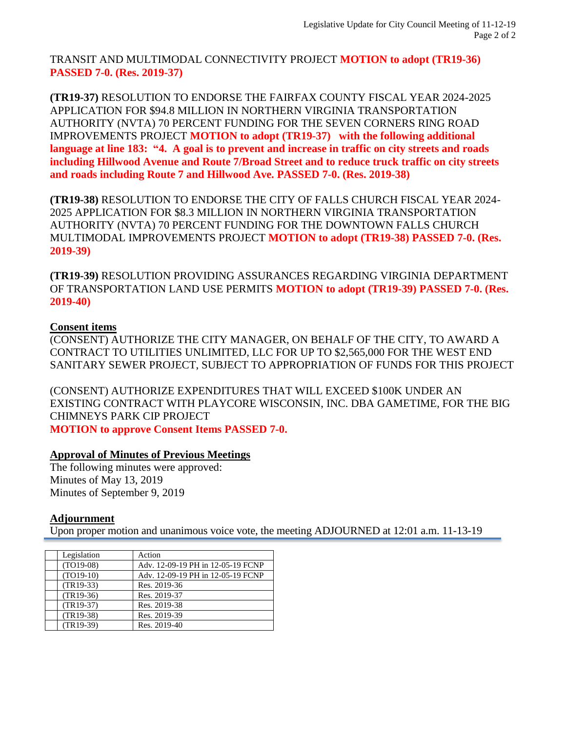TRANSIT AND MULTIMODAL CONNECTIVITY PROJECT **MOTION to adopt (TR19-36) PASSED 7-0. (Res. 2019-37)**

**(TR19-37)** RESOLUTION TO ENDORSE THE FAIRFAX COUNTY FISCAL YEAR 2024-2025 APPLICATION FOR $94.8 MILLION IN NORTHERN VIRGINIA TRANSPORTATION AUTHORITY (NVTA) 70 PERCENT FUNDING FOR THE SEVEN CORNERS RING ROAD IMPROVEMENTS PROJECT **MOTION to adopt (TR19-37) with the following additional language at line 183: "4. A goal is to prevent and increase in traffic on city streets and roads including Hillwood Avenue and Route 7/Broad Street and to reduce truck traffic on city streets and roads including Route 7 and Hillwood Ave. PASSED 7-0. (Res. 2019-38)**

**(TR19-38)** RESOLUTION TO ENDORSE THE CITY OF FALLS CHURCH FISCAL YEAR 2024-2025 APPLICATION FOR $8.3 MILLION IN NORTHERN VIRGINIA TRANSPORTATION AUTHORITY (NVTA) 70 PERCENT FUNDING FOR THE DOWNTOWN FALLS CHURCH MULTIMODAL IMPROVEMENTS PROJECT **MOTION to adopt (TR19-38) PASSED 7-0. (Res. 2019-39)**

**(TR19-39)** RESOLUTION PROVIDING ASSURANCES REGARDING VIRGINIA DEPARTMENT OF TRANSPORTATION LAND USE PERMITS **MOTION to adopt (TR19-39) PASSED 7-0. (Res. 2019-40)**

**Consent items**

(CONSENT) AUTHORIZE THE CITY MANAGER, ON BEHALF OF THE CITY, TO AWARD A CONTRACT TO UTILITIES UNLIMITED, LLC FOR UP TO $2,565,000 FOR THE WEST END SANITARY SEWER PROJECT, SUBJECT TO APPROPRIATION OF FUNDS FOR THIS PROJECT

(CONSENT) AUTHORIZE EXPENDITURES THAT WILL EXCEED $100K UNDER AN EXISTING CONTRACT WITH PLAYCORE WISCONSIN, INC. DBA GAMETIME, FOR THE BIG CHIMNEYS PARK CIP PROJECT

**MOTION to approve Consent Items PASSED 7-0.**

**Approval of Minutes of Previous Meetings**

The following minutes were approved:

Minutes of May 13, 2019

Minutes of September 9, 2019

**Adjournment**

Upon proper motion and unanimous voice vote, the meeting ADJOURNED at 12:01 a.m. 11-13-19

| | Legislation | Action |
|---|---|---|
| | (TO19-08) | Adv. 12-09-19 PH in 12-05-19 FCNP |
| | (TO19-10) | Adv. 12-09-19 PH in 12-05-19 FCNP |
| | (TR19-33) | Res. 2019-36 |
| | (TR19-36) | Res. 2019-37 |
| | (TR19-37) | Res. 2019-38 |
| | (TR19-38) | Res. 2019-39 |
| | (TR19-39) | Res. 2019-40 |